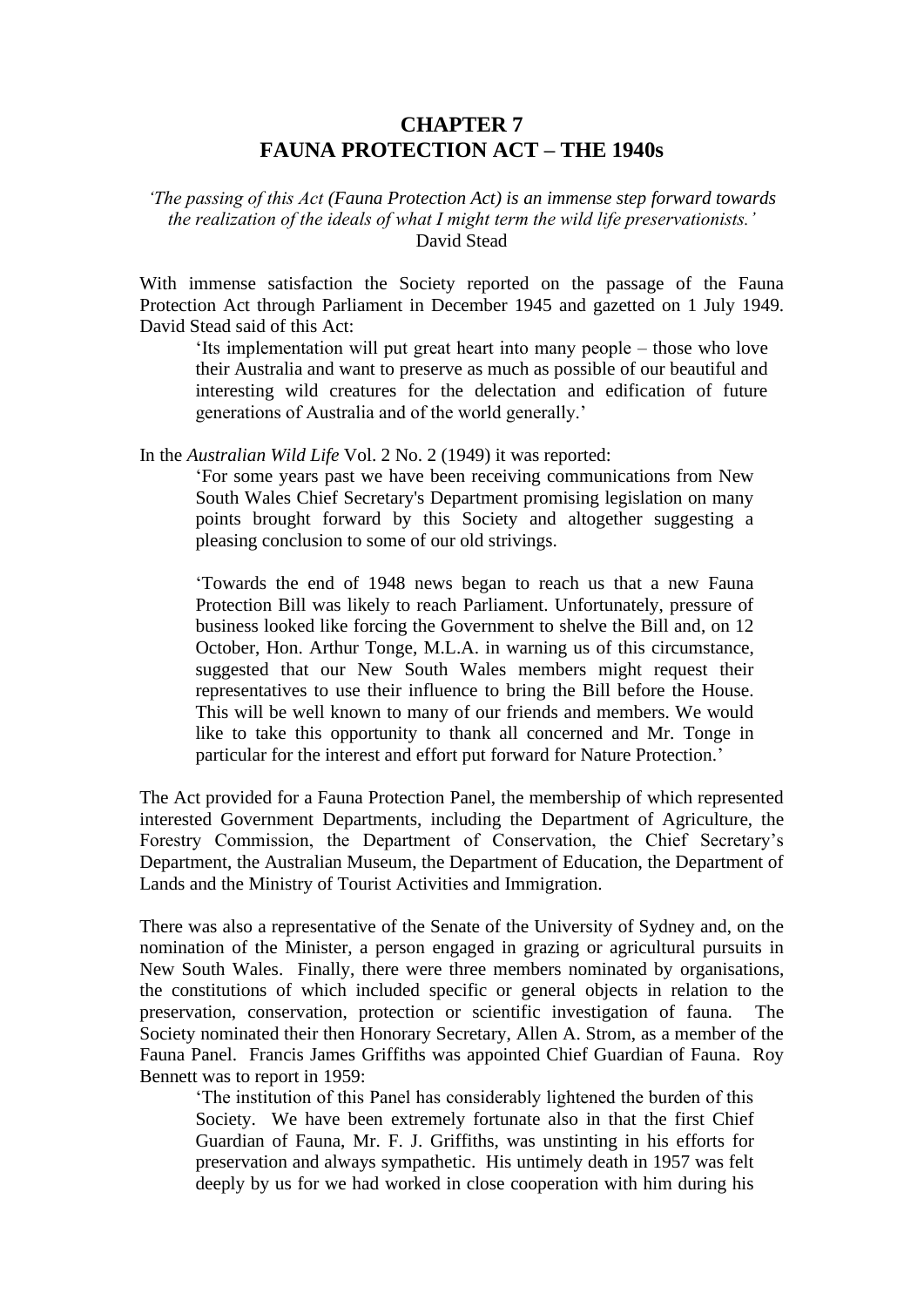# CHAPTER 7
# FAUNA PROTECTION ACT – THE 1940s

*'The passing of this Act (Fauna Protection Act) is an immense step forward towards the realization of the ideals of what I might term the wild life preservationists.'*
David Stead

With immense satisfaction the Society reported on the passage of the Fauna Protection Act through Parliament in December 1945 and gazetted on 1 July 1949. David Stead said of this Act:

> 'Its implementation will put great heart into many people – those who love their Australia and want to preserve as much as possible of our beautiful and interesting wild creatures for the delectation and edification of future generations of Australia and of the world generally.'

In the *Australian Wild Life* Vol. 2 No. 2 (1949) it was reported:

> 'For some years past we have been receiving communications from New South Wales Chief Secretary's Department promising legislation on many points brought forward by this Society and altogether suggesting a pleasing conclusion to some of our old strivings.
>
> 'Towards the end of 1948 news began to reach us that a new Fauna Protection Bill was likely to reach Parliament. Unfortunately, pressure of business looked like forcing the Government to shelve the Bill and, on 12 October, Hon. Arthur Tonge, M.L.A. in warning us of this circumstance, suggested that our New South Wales members might request their representatives to use their influence to bring the Bill before the House. This will be well known to many of our friends and members. We would like to take this opportunity to thank all concerned and Mr. Tonge in particular for the interest and effort put forward for Nature Protection.'

The Act provided for a Fauna Protection Panel, the membership of which represented interested Government Departments, including the Department of Agriculture, the Forestry Commission, the Department of Conservation, the Chief Secretary's Department, the Australian Museum, the Department of Education, the Department of Lands and the Ministry of Tourist Activities and Immigration.

There was also a representative of the Senate of the University of Sydney and, on the nomination of the Minister, a person engaged in grazing or agricultural pursuits in New South Wales. Finally, there were three members nominated by organisations, the constitutions of which included specific or general objects in relation to the preservation, conservation, protection or scientific investigation of fauna. The Society nominated their then Honorary Secretary, Allen A. Strom, as a member of the Fauna Panel. Francis James Griffiths was appointed Chief Guardian of Fauna. Roy Bennett was to report in 1959:

> 'The institution of this Panel has considerably lightened the burden of this Society. We have been extremely fortunate also in that the first Chief Guardian of Fauna, Mr. F. J. Griffiths, was unstinting in his efforts for preservation and always sympathetic. His untimely death in 1957 was felt deeply by us for we had worked in close cooperation with him during his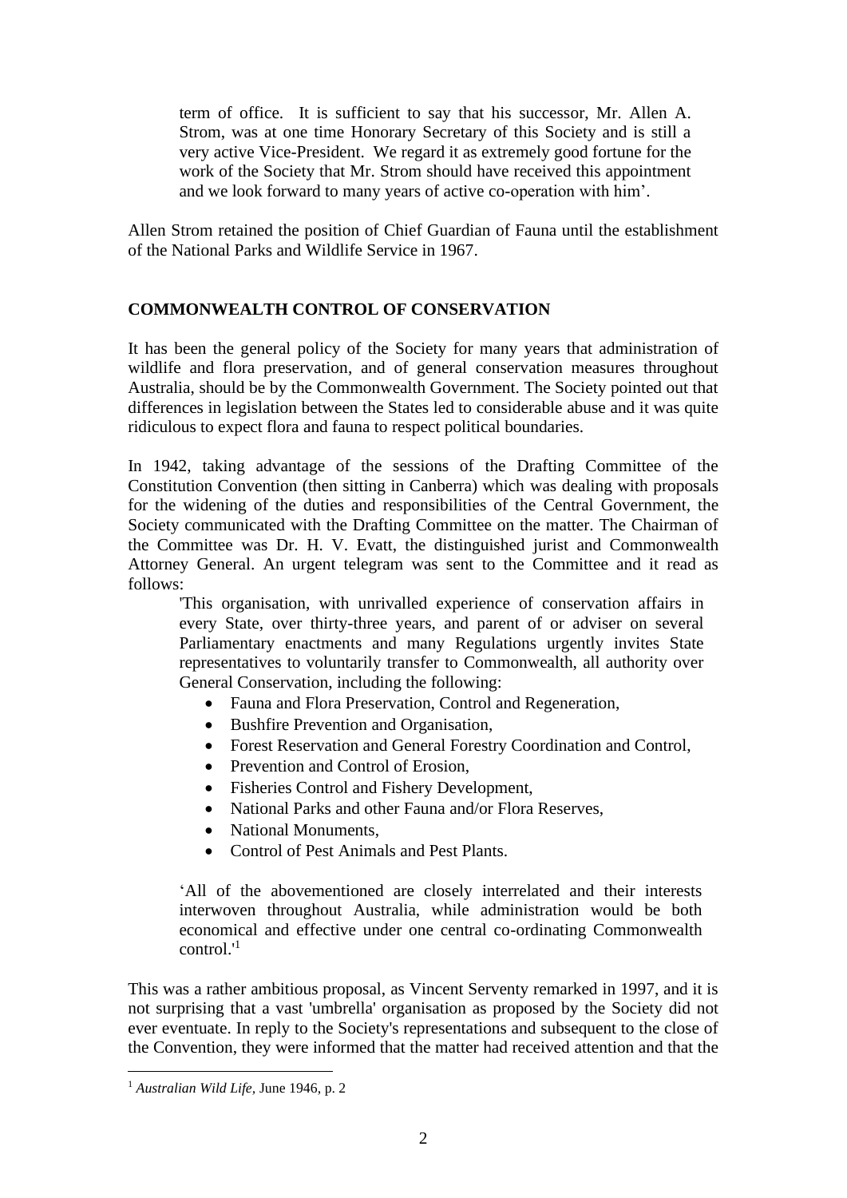> term of office. It is sufficient to say that his successor, Mr. Allen A. Strom, was at one time Honorary Secretary of this Society and is still a very active Vice-President. We regard it as extremely good fortune for the work of the Society that Mr. Strom should have received this appointment and we look forward to many years of active co-operation with him'.

Allen Strom retained the position of Chief Guardian of Fauna until the establishment of the National Parks and Wildlife Service in 1967.

## COMMONWEALTH CONTROL OF CONSERVATION

It has been the general policy of the Society for many years that administration of wildlife and flora preservation, and of general conservation measures throughout Australia, should be by the Commonwealth Government. The Society pointed out that differences in legislation between the States led to considerable abuse and it was quite ridiculous to expect flora and fauna to respect political boundaries.

In 1942, taking advantage of the sessions of the Drafting Committee of the Constitution Convention (then sitting in Canberra) which was dealing with proposals for the widening of the duties and responsibilities of the Central Government, the Society communicated with the Drafting Committee on the matter. The Chairman of the Committee was Dr. H. V. Evatt, the distinguished jurist and Commonwealth Attorney General. An urgent telegram was sent to the Committee and it read as follows:

> 'This organisation, with unrivalled experience of conservation affairs in every State, over thirty-three years, and parent of or adviser on several Parliamentary enactments and many Regulations urgently invites State representatives to voluntarily transfer to Commonwealth, all authority over General Conservation, including the following:
>
> - Fauna and Flora Preservation, Control and Regeneration,
> - Bushfire Prevention and Organisation,
> - Forest Reservation and General Forestry Coordination and Control,
> - Prevention and Control of Erosion,
> - Fisheries Control and Fishery Development,
> - National Parks and other Fauna and/or Flora Reserves,
> - National Monuments,
> - Control of Pest Animals and Pest Plants.
>
> 'All of the abovementioned are closely interrelated and their interests interwoven throughout Australia, while administration would be both economical and effective under one central co-ordinating Commonwealth control.'[1]

This was a rather ambitious proposal, as Vincent Serventy remarked in 1997, and it is not surprising that a vast 'umbrella' organisation as proposed by the Society did not ever eventuate. In reply to the Society's representations and subsequent to the close of the Convention, they were informed that the matter had received attention and that the

---

[1] *Australian Wild Life*, June 1946, p. 2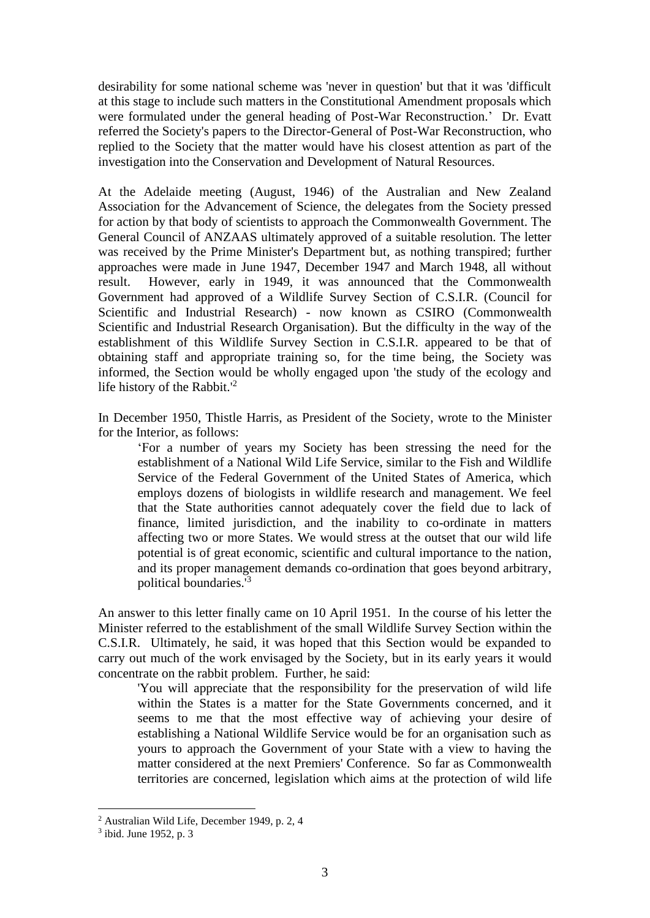desirability for some national scheme was 'never in question' but that it was 'difficult at this stage to include such matters in the Constitutional Amendment proposals which were formulated under the general heading of Post-War Reconstruction.' Dr. Evatt referred the Society's papers to the Director-General of Post-War Reconstruction, who replied to the Society that the matter would have his closest attention as part of the investigation into the Conservation and Development of Natural Resources.

At the Adelaide meeting (August, 1946) of the Australian and New Zealand Association for the Advancement of Science, the delegates from the Society pressed for action by that body of scientists to approach the Commonwealth Government. The General Council of ANZAAS ultimately approved of a suitable resolution. The letter was received by the Prime Minister's Department but, as nothing transpired; further approaches were made in June 1947, December 1947 and March 1948, all without result. However, early in 1949, it was announced that the Commonwealth Government had approved of a Wildlife Survey Section of C.S.I.R. (Council for Scientific and Industrial Research) - now known as CSIRO (Commonwealth Scientific and Industrial Research Organisation). But the difficulty in the way of the establishment of this Wildlife Survey Section in C.S.I.R. appeared to be that of obtaining staff and appropriate training so, for the time being, the Society was informed, the Section would be wholly engaged upon 'the study of the ecology and life history of the Rabbit.'[2]

In December 1950, Thistle Harris, as President of the Society, wrote to the Minister for the Interior, as follows:

> 'For a number of years my Society has been stressing the need for the establishment of a National Wild Life Service, similar to the Fish and Wildlife Service of the Federal Government of the United States of America, which employs dozens of biologists in wildlife research and management. We feel that the State authorities cannot adequately cover the field due to lack of finance, limited jurisdiction, and the inability to co-ordinate in matters affecting two or more States. We would stress at the outset that our wild life potential is of great economic, scientific and cultural importance to the nation, and its proper management demands co-ordination that goes beyond arbitrary, political boundaries.'[3]

An answer to this letter finally came on 10 April 1951. In the course of his letter the Minister referred to the establishment of the small Wildlife Survey Section within the C.S.I.R. Ultimately, he said, it was hoped that this Section would be expanded to carry out much of the work envisaged by the Society, but in its early years it would concentrate on the rabbit problem. Further, he said:

> 'You will appreciate that the responsibility for the preservation of wild life within the States is a matter for the State Governments concerned, and it seems to me that the most effective way of achieving your desire of establishing a National Wildlife Service would be for an organisation such as yours to approach the Government of your State with a view to having the matter considered at the next Premiers' Conference. So far as Commonwealth territories are concerned, legislation which aims at the protection of wild life

---

[2] Australian Wild Life, December 1949, p. 2, 4

[3] ibid. June 1952, p. 3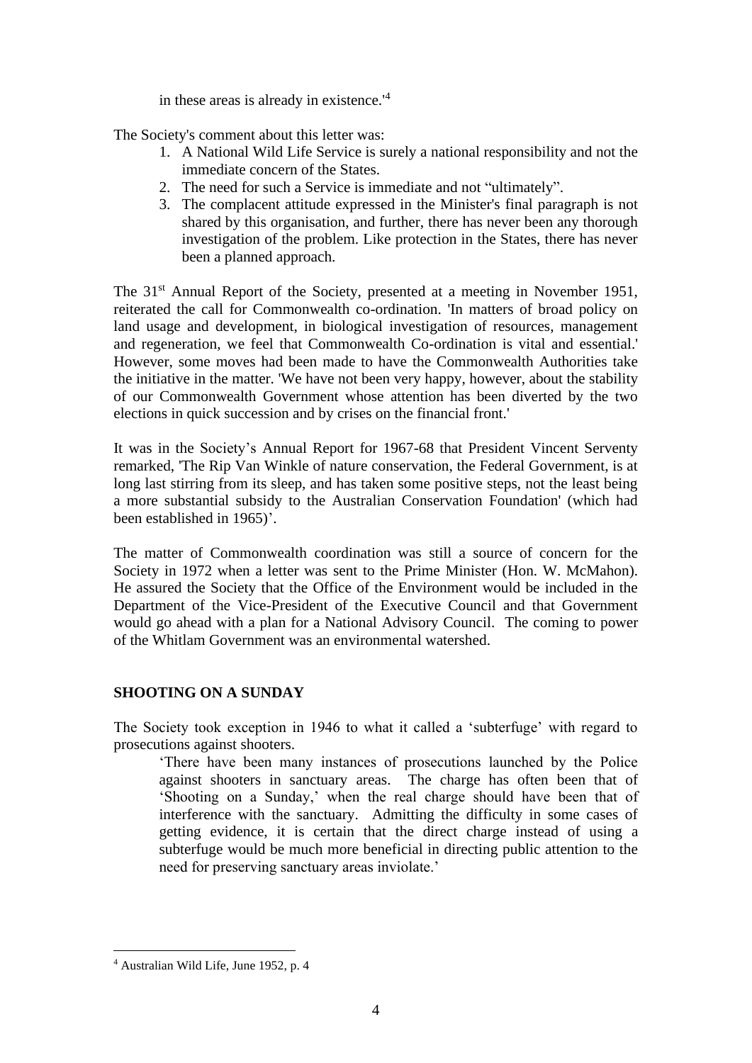in these areas is already in existence.'[4]

The Society's comment about this letter was:

1. A National Wild Life Service is surely a national responsibility and not the immediate concern of the States.
2. The need for such a Service is immediate and not "ultimately".
3. The complacent attitude expressed in the Minister's final paragraph is not shared by this organisation, and further, there has never been any thorough investigation of the problem. Like protection in the States, there has never been a planned approach.

The 31st Annual Report of the Society, presented at a meeting in November 1951, reiterated the call for Commonwealth co-ordination. 'In matters of broad policy on land usage and development, in biological investigation of resources, management and regeneration, we feel that Commonwealth Co-ordination is vital and essential.' However, some moves had been made to have the Commonwealth Authorities take the initiative in the matter. 'We have not been very happy, however, about the stability of our Commonwealth Government whose attention has been diverted by the two elections in quick succession and by crises on the financial front.'

It was in the Society's Annual Report for 1967-68 that President Vincent Serventy remarked, 'The Rip Van Winkle of nature conservation, the Federal Government, is at long last stirring from its sleep, and has taken some positive steps, not the least being a more substantial subsidy to the Australian Conservation Foundation' (which had been established in 1965)'.

The matter of Commonwealth coordination was still a source of concern for the Society in 1972 when a letter was sent to the Prime Minister (Hon. W. McMahon). He assured the Society that the Office of the Environment would be included in the Department of the Vice-President of the Executive Council and that Government would go ahead with a plan for a National Advisory Council. The coming to power of the Whitlam Government was an environmental watershed.

## SHOOTING ON A SUNDAY

The Society took exception in 1946 to what it called a 'subterfuge' with regard to prosecutions against shooters.

> 'There have been many instances of prosecutions launched by the Police against shooters in sanctuary areas. The charge has often been that of 'Shooting on a Sunday,' when the real charge should have been that of interference with the sanctuary. Admitting the difficulty in some cases of getting evidence, it is certain that the direct charge instead of using a subterfuge would be much more beneficial in directing public attention to the need for preserving sanctuary areas inviolate.'

---

[4] Australian Wild Life, June 1952, p. 4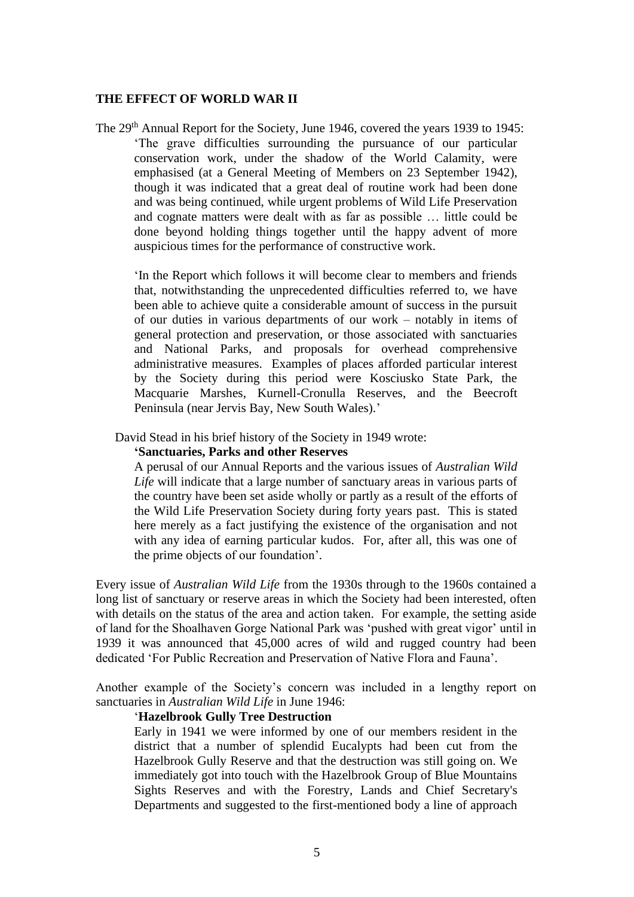## THE EFFECT OF WORLD WAR II

The 29th Annual Report for the Society, June 1946, covered the years 1939 to 1945:

> 'The grave difficulties surrounding the pursuance of our particular conservation work, under the shadow of the World Calamity, were emphasised (at a General Meeting of Members on 23 September 1942), though it was indicated that a great deal of routine work had been done and was being continued, while urgent problems of Wild Life Preservation and cognate matters were dealt with as far as possible … little could be done beyond holding things together until the happy advent of more auspicious times for the performance of constructive work.
>
> 'In the Report which follows it will become clear to members and friends that, notwithstanding the unprecedented difficulties referred to, we have been able to achieve quite a considerable amount of success in the pursuit of our duties in various departments of our work – notably in items of general protection and preservation, or those associated with sanctuaries and National Parks, and proposals for overhead comprehensive administrative measures. Examples of places afforded particular interest by the Society during this period were Kosciusko State Park, the Macquarie Marshes, Kurnell-Cronulla Reserves, and the Beecroft Peninsula (near Jervis Bay, New South Wales).'

David Stead in his brief history of the Society in 1949 wrote:

> **'Sanctuaries, Parks and other Reserves**
>
> A perusal of our Annual Reports and the various issues of *Australian Wild Life* will indicate that a large number of sanctuary areas in various parts of the country have been set aside wholly or partly as a result of the efforts of the Wild Life Preservation Society during forty years past. This is stated here merely as a fact justifying the existence of the organisation and not with any idea of earning particular kudos. For, after all, this was one of the prime objects of our foundation'.

Every issue of *Australian Wild Life* from the 1930s through to the 1960s contained a long list of sanctuary or reserve areas in which the Society had been interested, often with details on the status of the area and action taken. For example, the setting aside of land for the Shoalhaven Gorge National Park was 'pushed with great vigor' until in 1939 it was announced that 45,000 acres of wild and rugged country had been dedicated 'For Public Recreation and Preservation of Native Flora and Fauna'.

Another example of the Society's concern was included in a lengthy report on sanctuaries in *Australian Wild Life* in June 1946:

> '**Hazelbrook Gully Tree Destruction**
>
> Early in 1941 we were informed by one of our members resident in the district that a number of splendid Eucalypts had been cut from the Hazelbrook Gully Reserve and that the destruction was still going on. We immediately got into touch with the Hazelbrook Group of Blue Mountains Sights Reserves and with the Forestry, Lands and Chief Secretary's Departments and suggested to the first-mentioned body a line of approach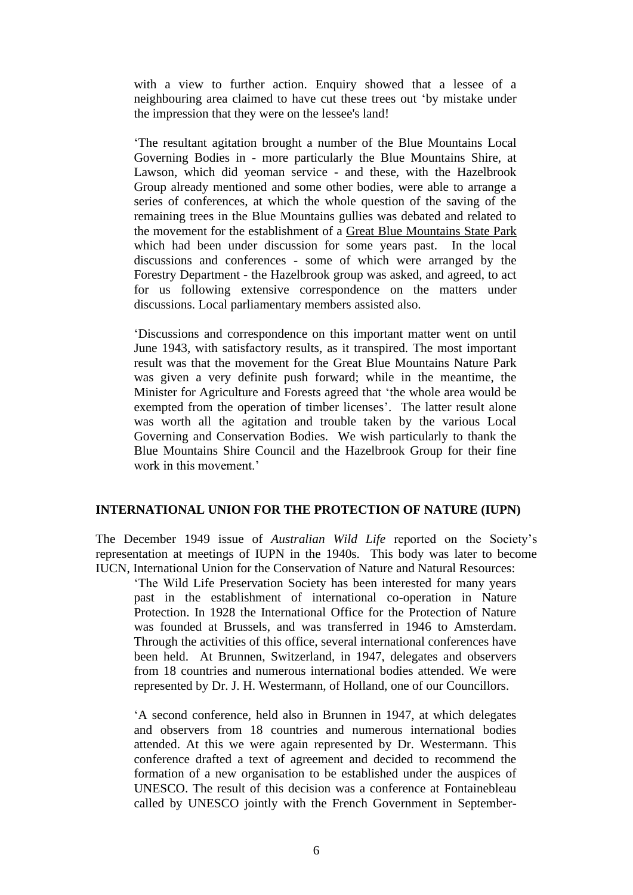with a view to further action. Enquiry showed that a lessee of a neighbouring area claimed to have cut these trees out 'by mistake under the impression that they were on the lessee's land!

'The resultant agitation brought a number of the Blue Mountains Local Governing Bodies in - more particularly the Blue Mountains Shire, at Lawson, which did yeoman service - and these, with the Hazelbrook Group already mentioned and some other bodies, were able to arrange a series of conferences, at which the whole question of the saving of the remaining trees in the Blue Mountains gullies was debated and related to the movement for the establishment of a Great Blue Mountains State Park which had been under discussion for some years past. In the local discussions and conferences - some of which were arranged by the Forestry Department - the Hazelbrook group was asked, and agreed, to act for us following extensive correspondence on the matters under discussions. Local parliamentary members assisted also.

'Discussions and correspondence on this important matter went on until June 1943, with satisfactory results, as it transpired. The most important result was that the movement for the Great Blue Mountains Nature Park was given a very definite push forward; while in the meantime, the Minister for Agriculture and Forests agreed that 'the whole area would be exempted from the operation of timber licenses'. The latter result alone was worth all the agitation and trouble taken by the various Local Governing and Conservation Bodies. We wish particularly to thank the Blue Mountains Shire Council and the Hazelbrook Group for their fine work in this movement.'

## INTERNATIONAL UNION FOR THE PROTECTION OF NATURE (IUPN)

The December 1949 issue of *Australian Wild Life* reported on the Society's representation at meetings of IUPN in the 1940s. This body was later to become IUCN, International Union for the Conservation of Nature and Natural Resources:

> 'The Wild Life Preservation Society has been interested for many years past in the establishment of international co-operation in Nature Protection. In 1928 the International Office for the Protection of Nature was founded at Brussels, and was transferred in 1946 to Amsterdam. Through the activities of this office, several international conferences have been held. At Brunnen, Switzerland, in 1947, delegates and observers from 18 countries and numerous international bodies attended. We were represented by Dr. J. H. Westermann, of Holland, one of our Councillors.
>
> 'A second conference, held also in Brunnen in 1947, at which delegates and observers from 18 countries and numerous international bodies attended. At this we were again represented by Dr. Westermann. This conference drafted a text of agreement and decided to recommend the formation of a new organisation to be established under the auspices of UNESCO. The result of this decision was a conference at Fontainebleau called by UNESCO jointly with the French Government in September-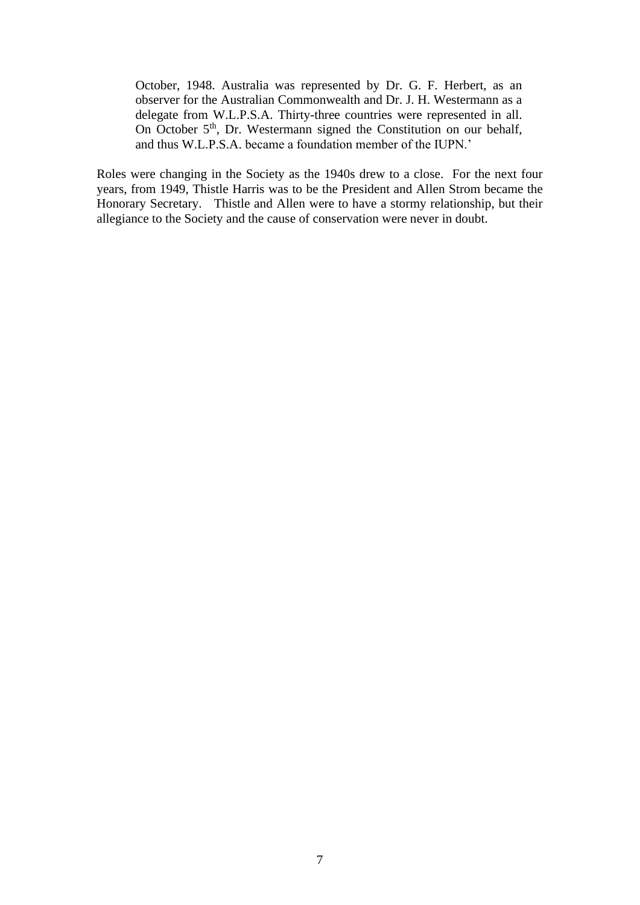> October, 1948. Australia was represented by Dr. G. F. Herbert, as an observer for the Australian Commonwealth and Dr. J. H. Westermann as a delegate from W.L.P.S.A. Thirty-three countries were represented in all. On October 5th, Dr. Westermann signed the Constitution on our behalf, and thus W.L.P.S.A. became a foundation member of the IUPN.'

Roles were changing in the Society as the 1940s drew to a close. For the next four years, from 1949, Thistle Harris was to be the President and Allen Strom became the Honorary Secretary. Thistle and Allen were to have a stormy relationship, but their allegiance to the Society and the cause of conservation were never in doubt.